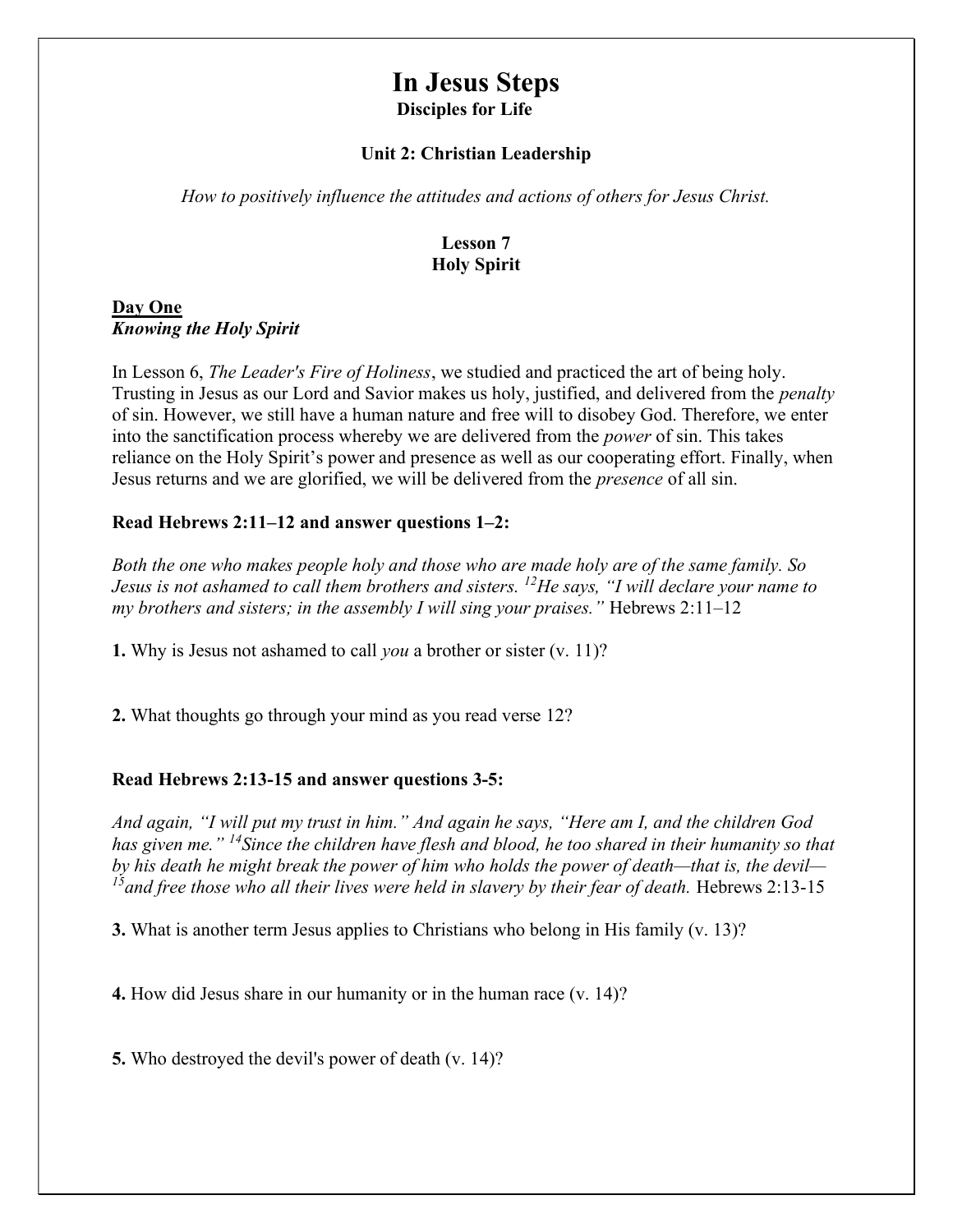# In Jesus Steps

**Disciples for Life**

**Unit 2: Christian Leadership**

*How to positively influence the attitudes and actions of others for Jesus Christ.*

**Lesson 7**
**Holy Spirit**

## Day One

***Knowing the Holy Spirit***

In Lesson 6, *The Leader's Fire of Holiness*, we studied and practiced the art of being holy. Trusting in Jesus as our Lord and Savior makes us holy, justified, and delivered from the *penalty* of sin. However, we still have a human nature and free will to disobey God. Therefore, we enter into the sanctification process whereby we are delivered from the *power* of sin. This takes reliance on the Holy Spirit's power and presence as well as our cooperating effort. Finally, when Jesus returns and we are glorified, we will be delivered from the *presence* of all sin.

**Read Hebrews 2:11–12 and answer questions 1–2:**

*Both the one who makes people holy and those who are made holy are of the same family. So Jesus is not ashamed to call them brothers and sisters. [12]He says, "I will declare your name to my brothers and sisters; in the assembly I will sing your praises."* Hebrews 2:11–12

**1.** Why is Jesus not ashamed to call *you* a brother or sister (v. 11)?

**2.** What thoughts go through your mind as you read verse 12?

**Read Hebrews 2:13-15 and answer questions 3-5:**

*And again, "I will put my trust in him." And again he says, "Here am I, and the children God has given me." [14]Since the children have flesh and blood, he too shared in their humanity so that by his death he might break the power of him who holds the power of death—that is, the devil— [15]and free those who all their lives were held in slavery by their fear of death.* Hebrews 2:13-15

**3.** What is another term Jesus applies to Christians who belong in His family (v. 13)?

**4.** How did Jesus share in our humanity or in the human race (v. 14)?

**5.** Who destroyed the devil's power of death (v. 14)?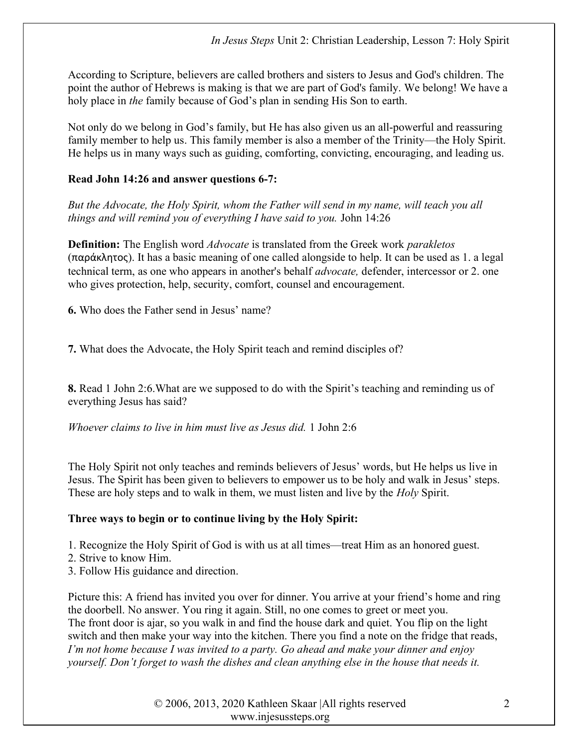According to Scripture, believers are called brothers and sisters to Jesus and God's children. The point the author of Hebrews is making is that we are part of God's family. We belong! We have a holy place in *the* family because of God's plan in sending His Son to earth.

Not only do we belong in God's family, but He has also given us an all-powerful and reassuring family member to help us. This family member is also a member of the Trinity—the Holy Spirit. He helps us in many ways such as guiding, comforting, convicting, encouraging, and leading us.

**Read John 14:26 and answer questions 6-7:**

*But the Advocate, the Holy Spirit, whom the Father will send in my name, will teach you all things and will remind you of everything I have said to you.* John 14:26

**Definition:** The English word *Advocate* is translated from the Greek work *parakletos* (παράκλητος). It has a basic meaning of one called alongside to help. It can be used as 1. a legal technical term, as one who appears in another's behalf *advocate,* defender, intercessor or 2. one who gives protection, help, security, comfort, counsel and encouragement.

**6.** Who does the Father send in Jesus' name?

**7.** What does the Advocate, the Holy Spirit teach and remind disciples of?

**8.** Read 1 John 2:6.What are we supposed to do with the Spirit's teaching and reminding us of everything Jesus has said?

*Whoever claims to live in him must live as Jesus did.* 1 John 2:6

The Holy Spirit not only teaches and reminds believers of Jesus' words, but He helps us live in Jesus. The Spirit has been given to believers to empower us to be holy and walk in Jesus' steps. These are holy steps and to walk in them, we must listen and live by the *Holy* Spirit.

**Three ways to begin or to continue living by the Holy Spirit:**

1. Recognize the Holy Spirit of God is with us at all times—treat Him as an honored guest.
2. Strive to know Him.
3. Follow His guidance and direction.

Picture this: A friend has invited you over for dinner. You arrive at your friend's home and ring the doorbell. No answer. You ring it again. Still, no one comes to greet or meet you. The front door is ajar, so you walk in and find the house dark and quiet. You flip on the light switch and then make your way into the kitchen. There you find a note on the fridge that reads, *I'm not home because I was invited to a party. Go ahead and make your dinner and enjoy yourself. Don't forget to wash the dishes and clean anything else in the house that needs it.*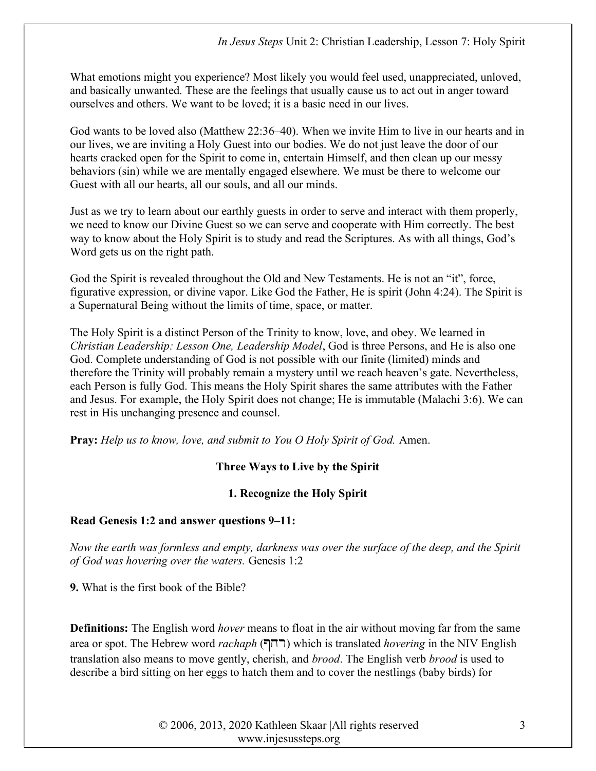What emotions might you experience? Most likely you would feel used, unappreciated, unloved, and basically unwanted. These are the feelings that usually cause us to act out in anger toward ourselves and others. We want to be loved; it is a basic need in our lives.

God wants to be loved also (Matthew 22:36–40). When we invite Him to live in our hearts and in our lives, we are inviting a Holy Guest into our bodies. We do not just leave the door of our hearts cracked open for the Spirit to come in, entertain Himself, and then clean up our messy behaviors (sin) while we are mentally engaged elsewhere. We must be there to welcome our Guest with all our hearts, all our souls, and all our minds.

Just as we try to learn about our earthly guests in order to serve and interact with them properly, we need to know our Divine Guest so we can serve and cooperate with Him correctly. The best way to know about the Holy Spirit is to study and read the Scriptures. As with all things, God's Word gets us on the right path.

God the Spirit is revealed throughout the Old and New Testaments. He is not an "it", force, figurative expression, or divine vapor. Like God the Father, He is spirit (John 4:24). The Spirit is a Supernatural Being without the limits of time, space, or matter.

The Holy Spirit is a distinct Person of the Trinity to know, love, and obey. We learned in *Christian Leadership: Lesson One, Leadership Model*, God is three Persons, and He is also one God. Complete understanding of God is not possible with our finite (limited) minds and therefore the Trinity will probably remain a mystery until we reach heaven's gate. Nevertheless, each Person is fully God. This means the Holy Spirit shares the same attributes with the Father and Jesus. For example, the Holy Spirit does not change; He is immutable (Malachi 3:6). We can rest in His unchanging presence and counsel.

**Pray:** *Help us to know, love, and submit to You O Holy Spirit of God.* Amen.

## Three Ways to Live by the Spirit

### 1. Recognize the Holy Spirit

**Read Genesis 1:2 and answer questions 9–11:**

*Now the earth was formless and empty, darkness was over the surface of the deep, and the Spirit of God was hovering over the waters.* Genesis 1:2

**9.** What is the first book of the Bible?

**Definitions:** The English word *hover* means to float in the air without moving far from the same area or spot. The Hebrew word *rachaph* (רחף) which is translated *hovering* in the NIV English translation also means to move gently, cherish, and *brood*. The English verb *brood* is used to describe a bird sitting on her eggs to hatch them and to cover the nestlings (baby birds) for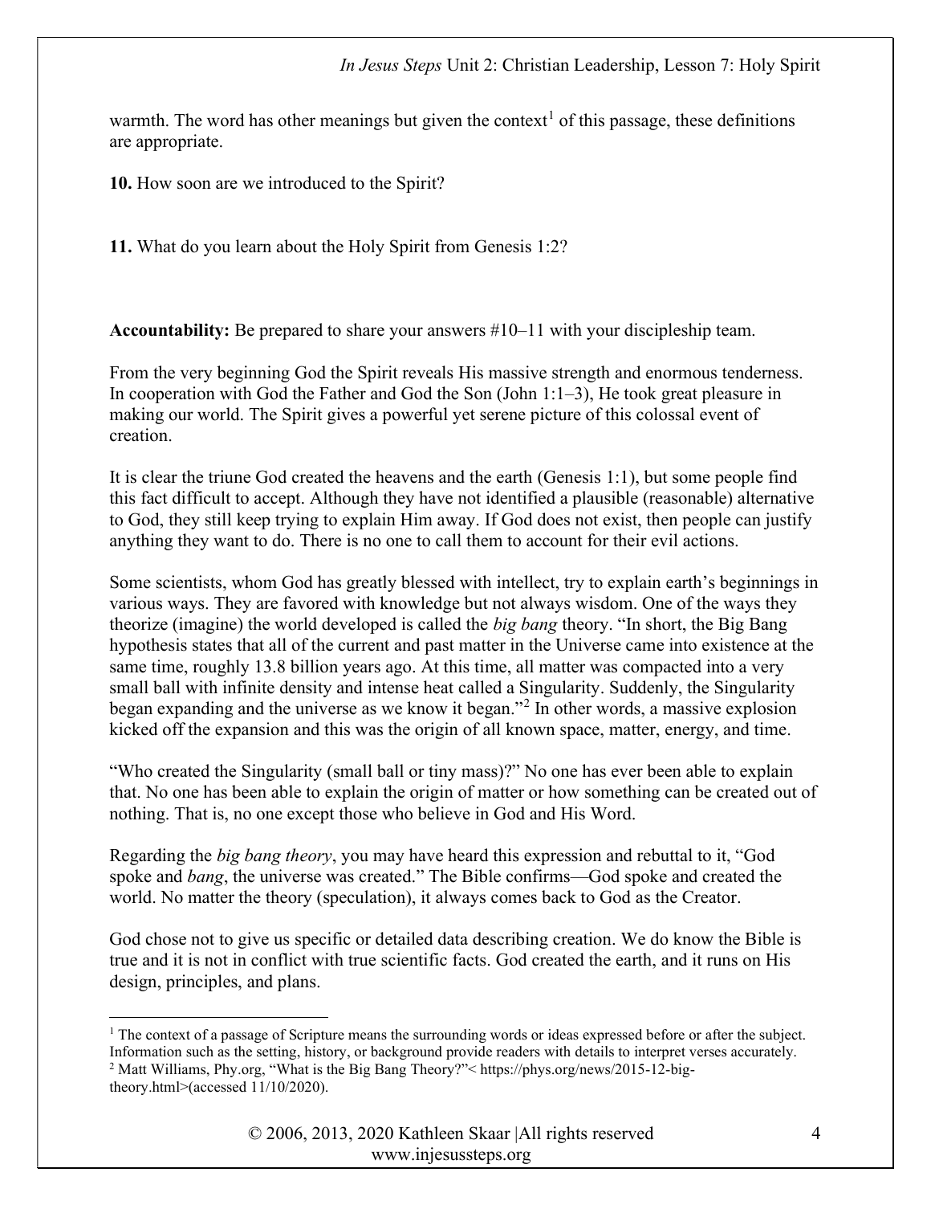warmth. The word has other meanings but given the context[1] of this passage, these definitions are appropriate.

**10.** How soon are we introduced to the Spirit?

**11.** What do you learn about the Holy Spirit from Genesis 1:2?

**Accountability:** Be prepared to share your answers #10–11 with your discipleship team.

From the very beginning God the Spirit reveals His massive strength and enormous tenderness. In cooperation with God the Father and God the Son (John 1:1–3), He took great pleasure in making our world. The Spirit gives a powerful yet serene picture of this colossal event of creation.

It is clear the triune God created the heavens and the earth (Genesis 1:1), but some people find this fact difficult to accept. Although they have not identified a plausible (reasonable) alternative to God, they still keep trying to explain Him away. If God does not exist, then people can justify anything they want to do. There is no one to call them to account for their evil actions.

Some scientists, whom God has greatly blessed with intellect, try to explain earth's beginnings in various ways. They are favored with knowledge but not always wisdom. One of the ways they theorize (imagine) the world developed is called the *big bang* theory. "In short, the Big Bang hypothesis states that all of the current and past matter in the Universe came into existence at the same time, roughly 13.8 billion years ago. At this time, all matter was compacted into a very small ball with infinite density and intense heat called a Singularity. Suddenly, the Singularity began expanding and the universe as we know it began."[2] In other words, a massive explosion kicked off the expansion and this was the origin of all known space, matter, energy, and time.

"Who created the Singularity (small ball or tiny mass)?" No one has ever been able to explain that. No one has been able to explain the origin of matter or how something can be created out of nothing. That is, no one except those who believe in God and His Word.

Regarding the *big bang theory*, you may have heard this expression and rebuttal to it, "God spoke and *bang*, the universe was created." The Bible confirms—God spoke and created the world. No matter the theory (speculation), it always comes back to God as the Creator.

God chose not to give us specific or detailed data describing creation. We do know the Bible is true and it is not in conflict with true scientific facts. God created the earth, and it runs on His design, principles, and plans.

---

[1] The context of a passage of Scripture means the surrounding words or ideas expressed before or after the subject. Information such as the setting, history, or background provide readers with details to interpret verses accurately.

[2] Matt Williams, Phy.org, "What is the Big Bang Theory?"< https://phys.org/news/2015-12-big-theory.html>(accessed 11/10/2020).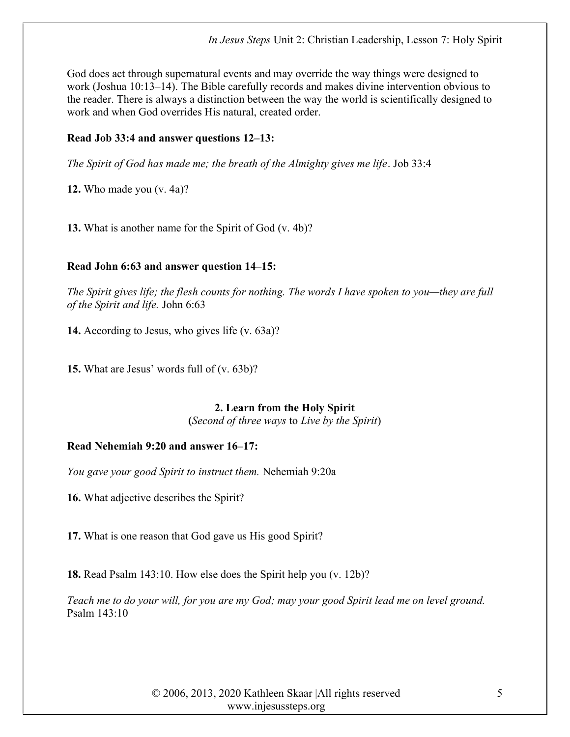God does act through supernatural events and may override the way things were designed to work (Joshua 10:13–14). The Bible carefully records and makes divine intervention obvious to the reader. There is always a distinction between the way the world is scientifically designed to work and when God overrides His natural, created order.

**Read Job 33:4 and answer questions 12–13:**

*The Spirit of God has made me; the breath of the Almighty gives me life*. Job 33:4

**12.** Who made you (v. 4a)?

**13.** What is another name for the Spirit of God (v. 4b)?

**Read John 6:63 and answer question 14–15:**

*The Spirit gives life; the flesh counts for nothing. The words I have spoken to you—they are full of the Spirit and life.* John 6:63

**14.** According to Jesus, who gives life (v. 63a)?

**15.** What are Jesus' words full of (v. 63b)?

## 2. Learn from the Holy Spirit

**(***Second of three ways* to *Live by the Spirit*)

**Read Nehemiah 9:20 and answer 16–17:**

*You gave your good Spirit to instruct them.* Nehemiah 9:20a

**16.** What adjective describes the Spirit?

**17.** What is one reason that God gave us His good Spirit?

**18.** Read Psalm 143:10. How else does the Spirit help you (v. 12b)?

*Teach me to do your will, for you are my God; may your good Spirit lead me on level ground.* Psalm 143:10

© 2006, 2013, 2020 Kathleen Skaar |All rights reserved
www.injesussteps.org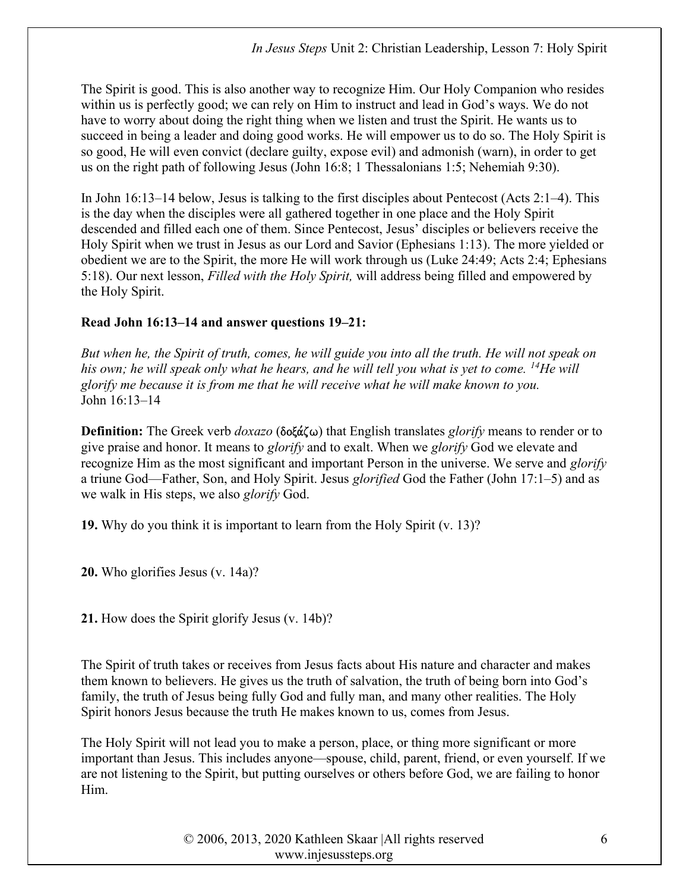The Spirit is good. This is also another way to recognize Him. Our Holy Companion who resides within us is perfectly good; we can rely on Him to instruct and lead in God's ways. We do not have to worry about doing the right thing when we listen and trust the Spirit. He wants us to succeed in being a leader and doing good works. He will empower us to do so. The Holy Spirit is so good, He will even convict (declare guilty, expose evil) and admonish (warn), in order to get us on the right path of following Jesus (John 16:8; 1 Thessalonians 1:5; Nehemiah 9:30).

In John 16:13–14 below, Jesus is talking to the first disciples about Pentecost (Acts 2:1–4). This is the day when the disciples were all gathered together in one place and the Holy Spirit descended and filled each one of them. Since Pentecost, Jesus' disciples or believers receive the Holy Spirit when we trust in Jesus as our Lord and Savior (Ephesians 1:13). The more yielded or obedient we are to the Spirit, the more He will work through us (Luke 24:49; Acts 2:4; Ephesians 5:18). Our next lesson, *Filled with the Holy Spirit,* will address being filled and empowered by the Holy Spirit.

**Read John 16:13–14 and answer questions 19–21:**

*But when he, the Spirit of truth, comes, he will guide you into all the truth. He will not speak on his own; he will speak only what he hears, and he will tell you what is yet to come. [14]He will glorify me because it is from me that he will receive what he will make known to you.*
John 16:13–14

**Definition:** The Greek verb *doxazo* (δοξάζω) that English translates *glorify* means to render or to give praise and honor. It means to *glorify* and to exalt. When we *glorify* God we elevate and recognize Him as the most significant and important Person in the universe. We serve and *glorify* a triune God—Father, Son, and Holy Spirit. Jesus *glorified* God the Father (John 17:1–5) and as we walk in His steps, we also *glorify* God.

**19.** Why do you think it is important to learn from the Holy Spirit (v. 13)?

**20.** Who glorifies Jesus (v. 14a)?

**21.** How does the Spirit glorify Jesus (v. 14b)?

The Spirit of truth takes or receives from Jesus facts about His nature and character and makes them known to believers. He gives us the truth of salvation, the truth of being born into God's family, the truth of Jesus being fully God and fully man, and many other realities. The Holy Spirit honors Jesus because the truth He makes known to us, comes from Jesus.

The Holy Spirit will not lead you to make a person, place, or thing more significant or more important than Jesus. This includes anyone—spouse, child, parent, friend, or even yourself. If we are not listening to the Spirit, but putting ourselves or others before God, we are failing to honor Him.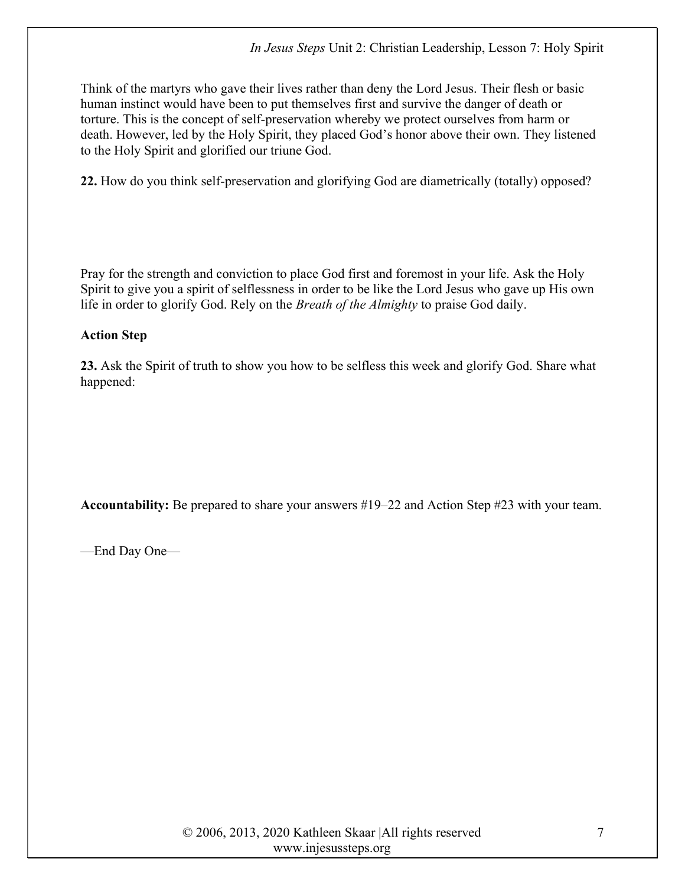Think of the martyrs who gave their lives rather than deny the Lord Jesus. Their flesh or basic human instinct would have been to put themselves first and survive the danger of death or torture. This is the concept of self-preservation whereby we protect ourselves from harm or death. However, led by the Holy Spirit, they placed God's honor above their own. They listened to the Holy Spirit and glorified our triune God.

**22.** How do you think self-preservation and glorifying God are diametrically (totally) opposed?

Pray for the strength and conviction to place God first and foremost in your life. Ask the Holy Spirit to give you a spirit of selflessness in order to be like the Lord Jesus who gave up His own life in order to glorify God. Rely on the *Breath of the Almighty* to praise God daily.

**Action Step**

**23.** Ask the Spirit of truth to show you how to be selfless this week and glorify God. Share what happened:

**Accountability:** Be prepared to share your answers #19–22 and Action Step #23 with your team.

—End Day One—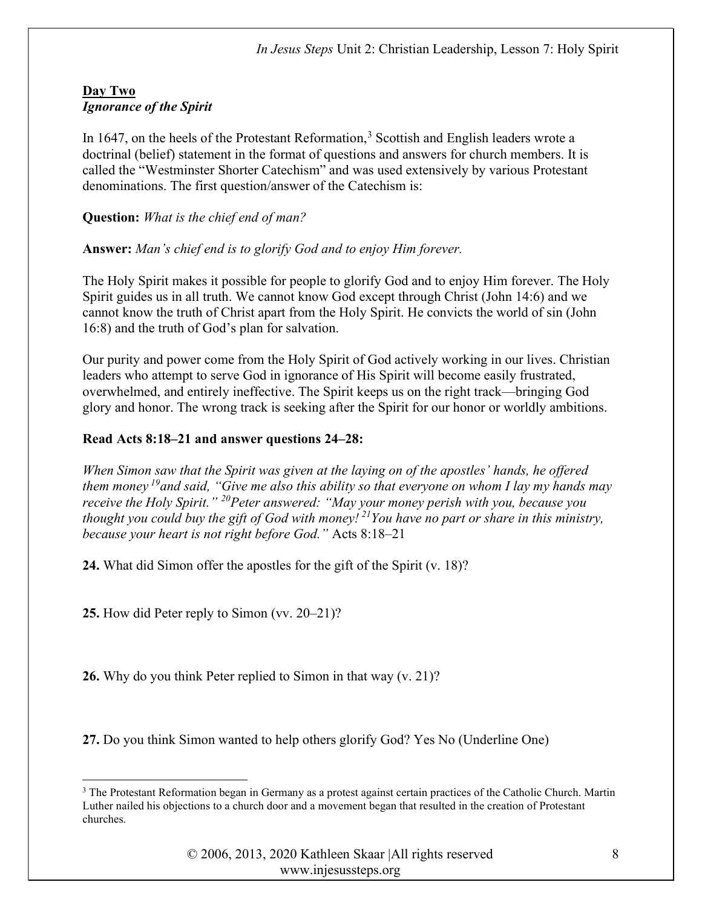## Day Two
### *Ignorance of the Spirit*

In 1647, on the heels of the Protestant Reformation,[3] Scottish and English leaders wrote a doctrinal (belief) statement in the format of questions and answers for church members. It is called the "Westminster Shorter Catechism" and was used extensively by various Protestant denominations. The first question/answer of the Catechism is:

**Question:** *What is the chief end of man?*

**Answer:** *Man's chief end is to glorify God and to enjoy Him forever.*

The Holy Spirit makes it possible for people to glorify God and to enjoy Him forever. The Holy Spirit guides us in all truth. We cannot know God except through Christ (John 14:6) and we cannot know the truth of Christ apart from the Holy Spirit. He convicts the world of sin (John 16:8) and the truth of God's plan for salvation.

Our purity and power come from the Holy Spirit of God actively working in our lives. Christian leaders who attempt to serve God in ignorance of His Spirit will become easily frustrated, overwhelmed, and entirely ineffective. The Spirit keeps us on the right track—bringing God glory and honor. The wrong track is seeking after the Spirit for our honor or worldly ambitions.

**Read Acts 8:18–21 and answer questions 24–28:**

*When Simon saw that the Spirit was given at the laying on of the apostles' hands, he offered them money [19] and said, "Give me also this ability so that everyone on whom I lay my hands may receive the Holy Spirit." [20] Peter answered: "May your money perish with you, because you thought you could buy the gift of God with money! [21] You have no part or share in this ministry, because your heart is not right before God."* Acts 8:18–21

**24.** What did Simon offer the apostles for the gift of the Spirit (v. 18)?

**25.** How did Peter reply to Simon (vv. 20–21)?

**26.** Why do you think Peter replied to Simon in that way (v. 21)?

**27.** Do you think Simon wanted to help others glorify God? Yes No (Underline One)

---

[3] The Protestant Reformation began in Germany as a protest against certain practices of the Catholic Church. Martin Luther nailed his objections to a church door and a movement began that resulted in the creation of Protestant churches.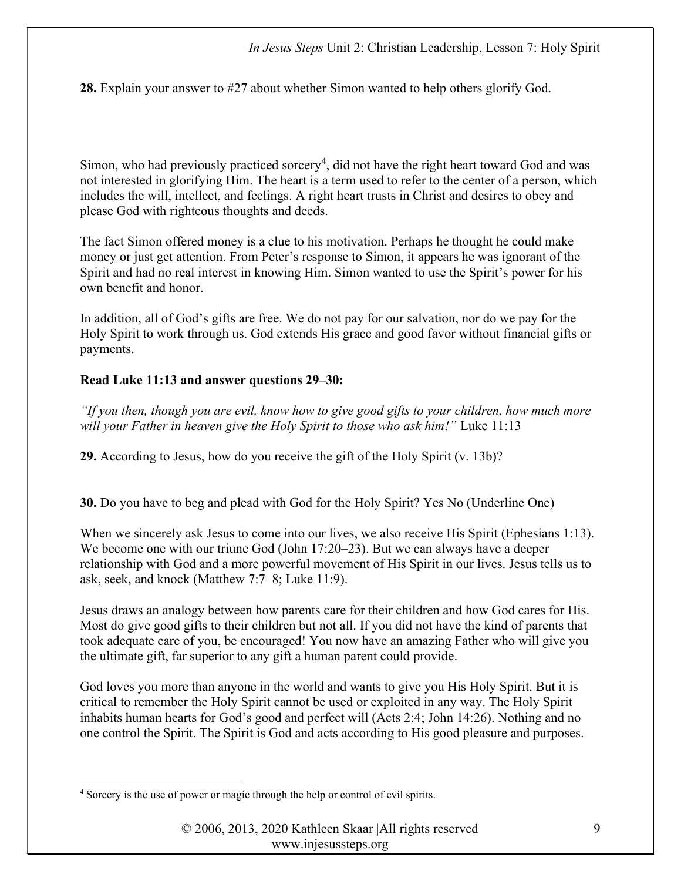**28.** Explain your answer to #27 about whether Simon wanted to help others glorify God.

Simon, who had previously practiced sorcery[4], did not have the right heart toward God and was not interested in glorifying Him. The heart is a term used to refer to the center of a person, which includes the will, intellect, and feelings. A right heart trusts in Christ and desires to obey and please God with righteous thoughts and deeds.

The fact Simon offered money is a clue to his motivation. Perhaps he thought he could make money or just get attention. From Peter's response to Simon, it appears he was ignorant of the Spirit and had no real interest in knowing Him. Simon wanted to use the Spirit's power for his own benefit and honor.

In addition, all of God's gifts are free. We do not pay for our salvation, nor do we pay for the Holy Spirit to work through us. God extends His grace and good favor without financial gifts or payments.

**Read Luke 11:13 and answer questions 29–30:**

*"If you then, though you are evil, know how to give good gifts to your children, how much more will your Father in heaven give the Holy Spirit to those who ask him!"* Luke 11:13

**29.** According to Jesus, how do you receive the gift of the Holy Spirit (v. 13b)?

**30.** Do you have to beg and plead with God for the Holy Spirit? Yes No (Underline One)

When we sincerely ask Jesus to come into our lives, we also receive His Spirit (Ephesians 1:13). We become one with our triune God (John 17:20–23). But we can always have a deeper relationship with God and a more powerful movement of His Spirit in our lives. Jesus tells us to ask, seek, and knock (Matthew 7:7–8; Luke 11:9).

Jesus draws an analogy between how parents care for their children and how God cares for His. Most do give good gifts to their children but not all. If you did not have the kind of parents that took adequate care of you, be encouraged! You now have an amazing Father who will give you the ultimate gift, far superior to any gift a human parent could provide.

God loves you more than anyone in the world and wants to give you His Holy Spirit. But it is critical to remember the Holy Spirit cannot be used or exploited in any way. The Holy Spirit inhabits human hearts for God's good and perfect will (Acts 2:4; John 14:26). Nothing and no one control the Spirit. The Spirit is God and acts according to His good pleasure and purposes.

---

[4] Sorcery is the use of power or magic through the help or control of evil spirits.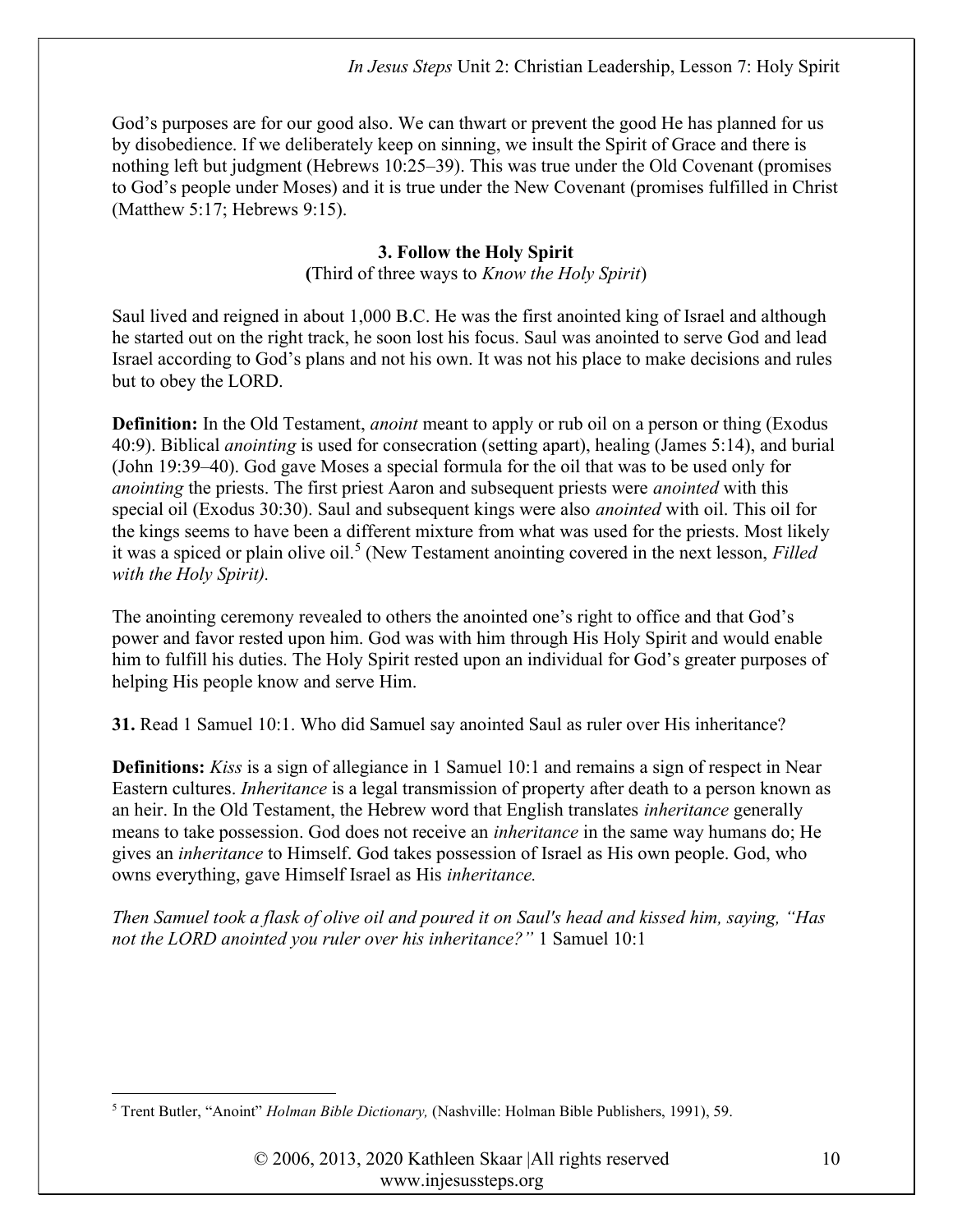God's purposes are for our good also. We can thwart or prevent the good He has planned for us by disobedience. If we deliberately keep on sinning, we insult the Spirit of Grace and there is nothing left but judgment (Hebrews 10:25–39). This was true under the Old Covenant (promises to God's people under Moses) and it is true under the New Covenant (promises fulfilled in Christ (Matthew 5:17; Hebrews 9:15).

### 3. Follow the Holy Spirit

**(**Third of three ways to *Know the Holy Spirit*)

Saul lived and reigned in about 1,000 B.C. He was the first anointed king of Israel and although he started out on the right track, he soon lost his focus. Saul was anointed to serve God and lead Israel according to God's plans and not his own. It was not his place to make decisions and rules but to obey the LORD.

**Definition:** In the Old Testament, *anoint* meant to apply or rub oil on a person or thing (Exodus 40:9). Biblical *anointing* is used for consecration (setting apart), healing (James 5:14), and burial (John 19:39–40). God gave Moses a special formula for the oil that was to be used only for *anointing* the priests. The first priest Aaron and subsequent priests were *anointed* with this special oil (Exodus 30:30). Saul and subsequent kings were also *anointed* with oil. This oil for the kings seems to have been a different mixture from what was used for the priests. Most likely it was a spiced or plain olive oil.[5] (New Testament anointing covered in the next lesson, *Filled with the Holy Spirit).*

The anointing ceremony revealed to others the anointed one's right to office and that God's power and favor rested upon him. God was with him through His Holy Spirit and would enable him to fulfill his duties. The Holy Spirit rested upon an individual for God's greater purposes of helping His people know and serve Him.

**31.** Read 1 Samuel 10:1. Who did Samuel say anointed Saul as ruler over His inheritance?

**Definitions:** *Kiss* is a sign of allegiance in 1 Samuel 10:1 and remains a sign of respect in Near Eastern cultures. *Inheritance* is a legal transmission of property after death to a person known as an heir. In the Old Testament, the Hebrew word that English translates *inheritance* generally means to take possession. God does not receive an *inheritance* in the same way humans do; He gives an *inheritance* to Himself. God takes possession of Israel as His own people. God, who owns everything, gave Himself Israel as His *inheritance.*

*Then Samuel took a flask of olive oil and poured it on Saul's head and kissed him, saying, "Has not the LORD anointed you ruler over his inheritance?"* 1 Samuel 10:1

---

[5] Trent Butler, "Anoint" *Holman Bible Dictionary,* (Nashville: Holman Bible Publishers, 1991), 59.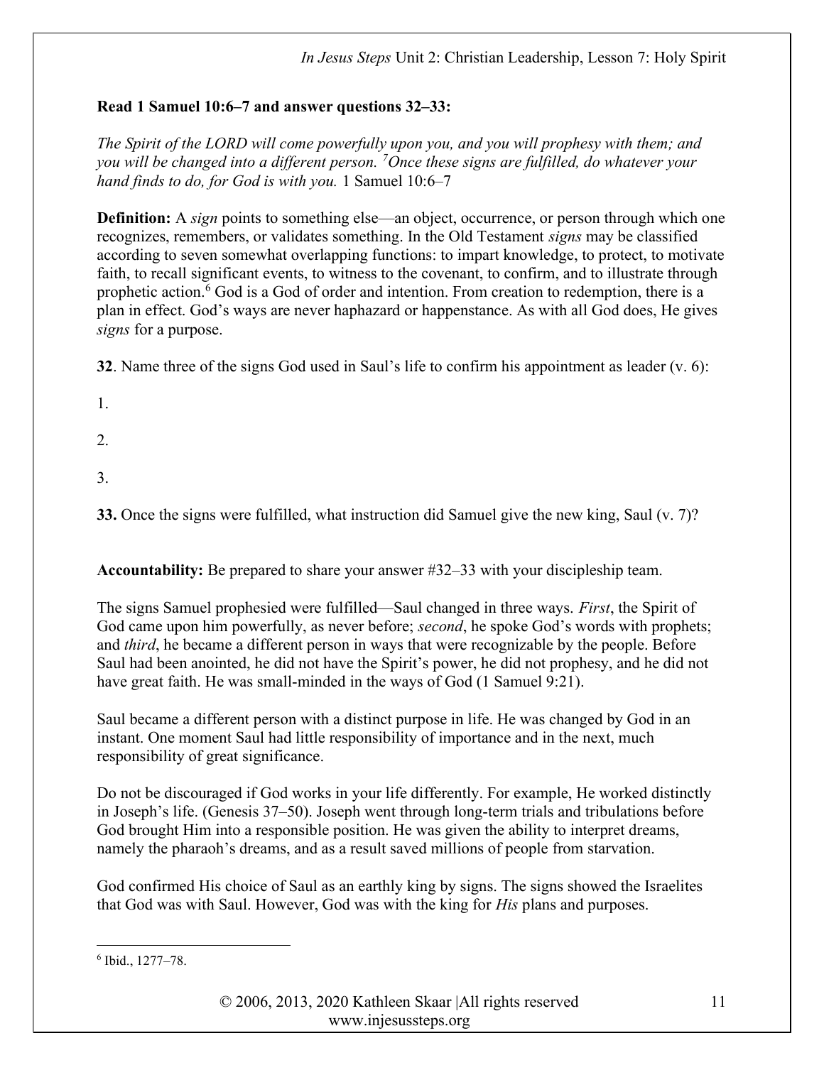**Read 1 Samuel 10:6–7 and answer questions 32–33:**

*The Spirit of the LORD will come powerfully upon you, and you will prophesy with them; and you will be changed into a different person. [7]Once these signs are fulfilled, do whatever your hand finds to do, for God is with you.* 1 Samuel 10:6–7

**Definition:** A *sign* points to something else—an object, occurrence, or person through which one recognizes, remembers, or validates something. In the Old Testament *signs* may be classified according to seven somewhat overlapping functions: to impart knowledge, to protect, to motivate faith, to recall significant events, to witness to the covenant, to confirm, and to illustrate through prophetic action.[6] God is a God of order and intention. From creation to redemption, there is a plan in effect. God's ways are never haphazard or happenstance. As with all God does, He gives *signs* for a purpose.

**32**. Name three of the signs God used in Saul's life to confirm his appointment as leader (v. 6):

1.

2.

3.

**33.** Once the signs were fulfilled, what instruction did Samuel give the new king, Saul (v. 7)?

**Accountability:** Be prepared to share your answer #32–33 with your discipleship team.

The signs Samuel prophesied were fulfilled—Saul changed in three ways. *First*, the Spirit of God came upon him powerfully, as never before; *second*, he spoke God's words with prophets; and *third*, he became a different person in ways that were recognizable by the people. Before Saul had been anointed, he did not have the Spirit's power, he did not prophesy, and he did not have great faith. He was small-minded in the ways of God (1 Samuel 9:21).

Saul became a different person with a distinct purpose in life. He was changed by God in an instant. One moment Saul had little responsibility of importance and in the next, much responsibility of great significance.

Do not be discouraged if God works in your life differently. For example, He worked distinctly in Joseph's life. (Genesis 37–50). Joseph went through long-term trials and tribulations before God brought Him into a responsible position. He was given the ability to interpret dreams, namely the pharaoh's dreams, and as a result saved millions of people from starvation.

God confirmed His choice of Saul as an earthly king by signs. The signs showed the Israelites that God was with Saul. However, God was with the king for *His* plans and purposes.

---

[6] Ibid., 1277–78.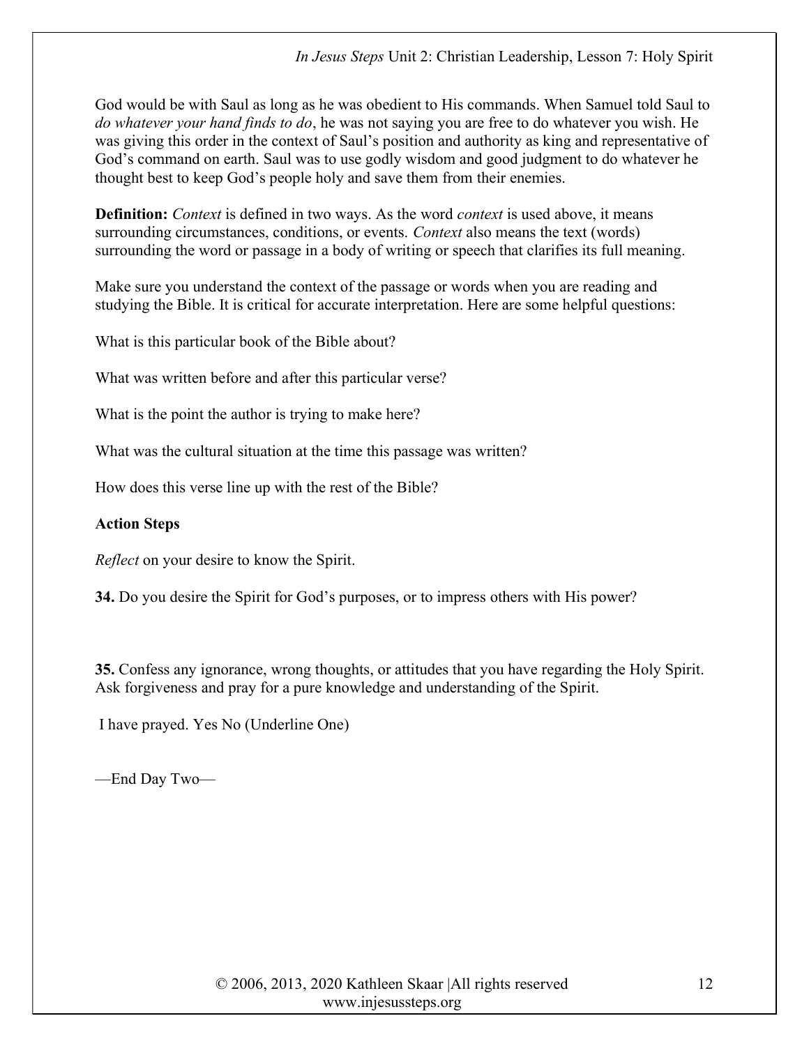God would be with Saul as long as he was obedient to His commands. When Samuel told Saul to *do whatever your hand finds to do*, he was not saying you are free to do whatever you wish. He was giving this order in the context of Saul's position and authority as king and representative of God's command on earth. Saul was to use godly wisdom and good judgment to do whatever he thought best to keep God's people holy and save them from their enemies.

**Definition:** *Context* is defined in two ways. As the word *context* is used above, it means surrounding circumstances, conditions, or events. *Context* also means the text (words) surrounding the word or passage in a body of writing or speech that clarifies its full meaning.

Make sure you understand the context of the passage or words when you are reading and studying the Bible. It is critical for accurate interpretation. Here are some helpful questions:

What is this particular book of the Bible about?

What was written before and after this particular verse?

What is the point the author is trying to make here?

What was the cultural situation at the time this passage was written?

How does this verse line up with the rest of the Bible?

**Action Steps**

*Reflect* on your desire to know the Spirit.

**34.** Do you desire the Spirit for God's purposes, or to impress others with His power?

**35.** Confess any ignorance, wrong thoughts, or attitudes that you have regarding the Holy Spirit. Ask forgiveness and pray for a pure knowledge and understanding of the Spirit.

I have prayed. Yes No (Underline One)

—End Day Two—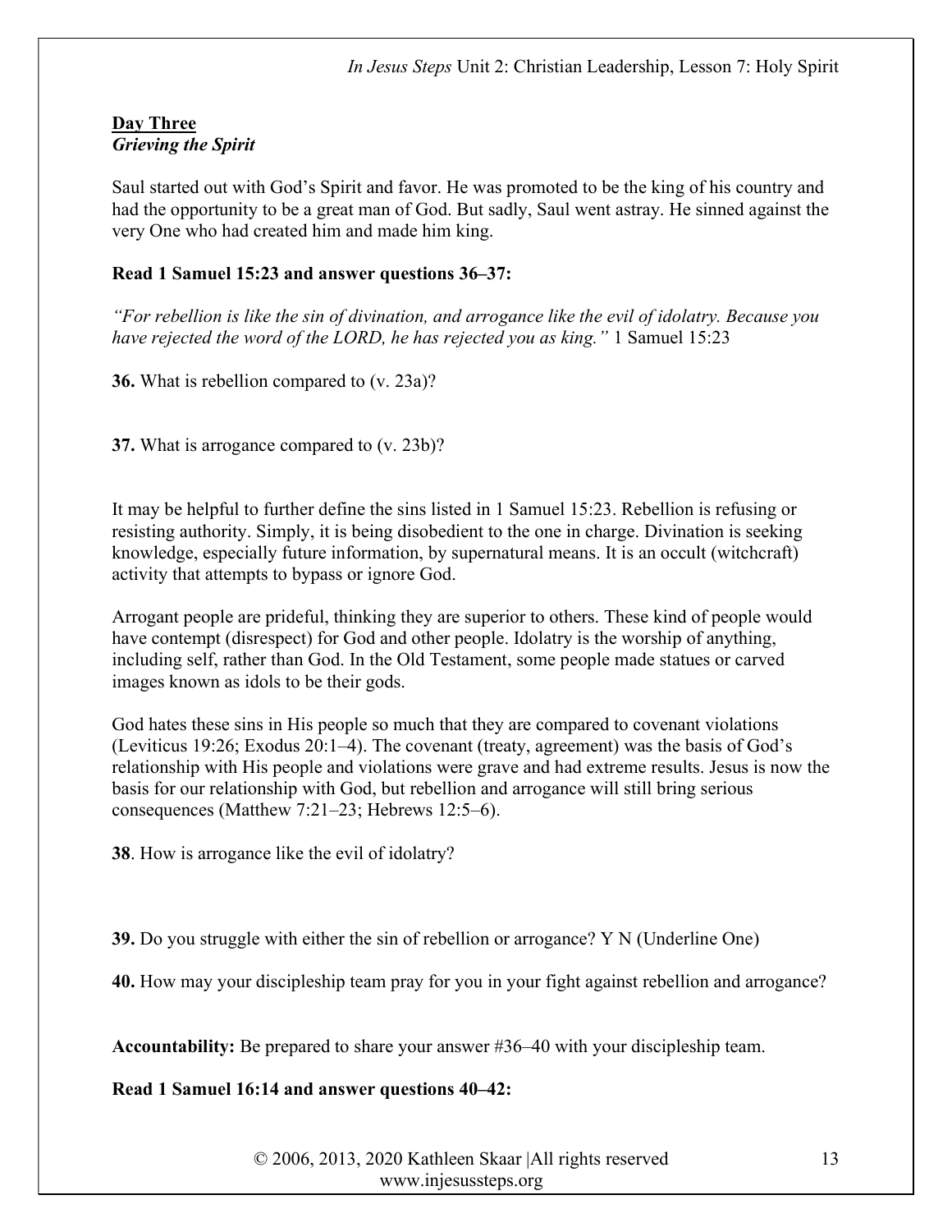**Day Three**
***Grieving the Spirit***

Saul started out with God's Spirit and favor. He was promoted to be the king of his country and had the opportunity to be a great man of God. But sadly, Saul went astray. He sinned against the very One who had created him and made him king.

**Read 1 Samuel 15:23 and answer questions 36–37:**

*"For rebellion is like the sin of divination, and arrogance like the evil of idolatry. Because you have rejected the word of the LORD, he has rejected you as king."* 1 Samuel 15:23

**36.** What is rebellion compared to (v. 23a)?

**37.** What is arrogance compared to (v. 23b)?

It may be helpful to further define the sins listed in 1 Samuel 15:23. Rebellion is refusing or resisting authority. Simply, it is being disobedient to the one in charge. Divination is seeking knowledge, especially future information, by supernatural means. It is an occult (witchcraft) activity that attempts to bypass or ignore God.

Arrogant people are prideful, thinking they are superior to others. These kind of people would have contempt (disrespect) for God and other people. Idolatry is the worship of anything, including self, rather than God. In the Old Testament, some people made statues or carved images known as idols to be their gods.

God hates these sins in His people so much that they are compared to covenant violations (Leviticus 19:26; Exodus 20:1–4). The covenant (treaty, agreement) was the basis of God's relationship with His people and violations were grave and had extreme results. Jesus is now the basis for our relationship with God, but rebellion and arrogance will still bring serious consequences (Matthew 7:21–23; Hebrews 12:5–6).

**38**. How is arrogance like the evil of idolatry?

**39.** Do you struggle with either the sin of rebellion or arrogance? Y N (Underline One)

**40.** How may your discipleship team pray for you in your fight against rebellion and arrogance?

**Accountability:** Be prepared to share your answer #36–40 with your discipleship team.

**Read 1 Samuel 16:14 and answer questions 40–42:**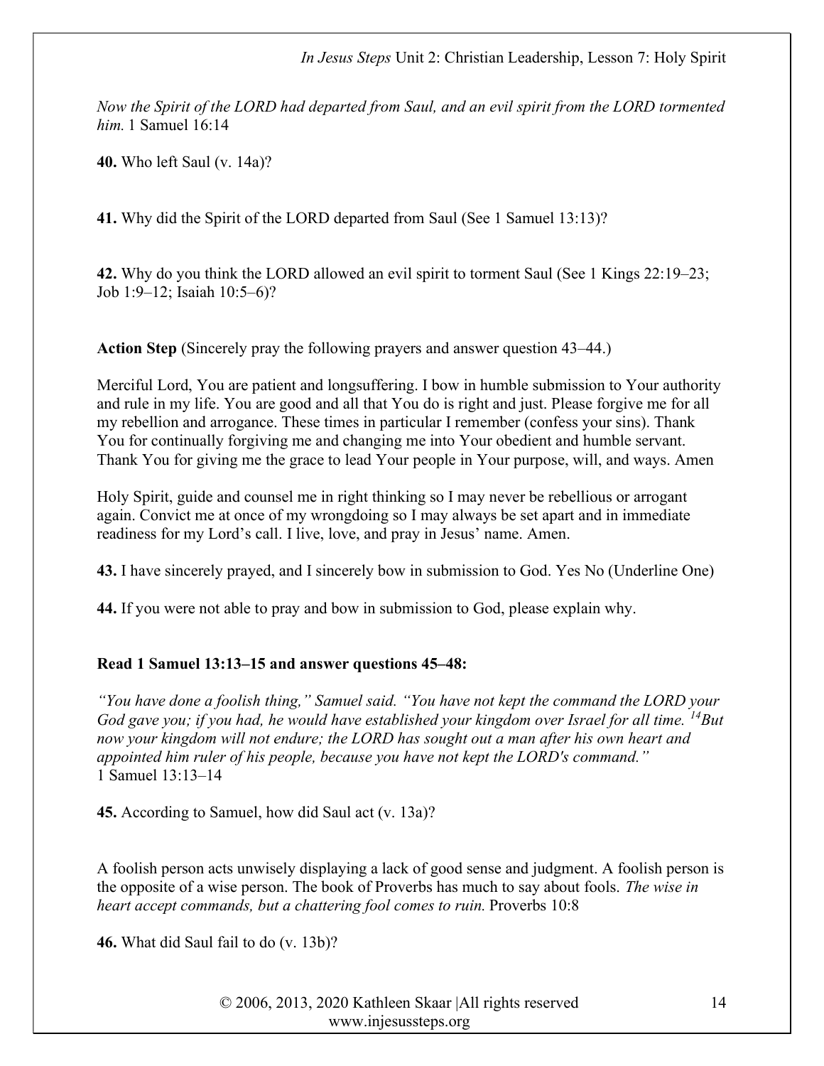*Now the Spirit of the LORD had departed from Saul, and an evil spirit from the LORD tormented him.* 1 Samuel 16:14

**40.** Who left Saul (v. 14a)?

**41.** Why did the Spirit of the LORD departed from Saul (See 1 Samuel 13:13)?

**42.** Why do you think the LORD allowed an evil spirit to torment Saul (See 1 Kings 22:19–23; Job 1:9–12; Isaiah 10:5–6)?

**Action Step** (Sincerely pray the following prayers and answer question 43–44.)

Merciful Lord, You are patient and longsuffering. I bow in humble submission to Your authority and rule in my life. You are good and all that You do is right and just. Please forgive me for all my rebellion and arrogance. These times in particular I remember (confess your sins). Thank You for continually forgiving me and changing me into Your obedient and humble servant. Thank You for giving me the grace to lead Your people in Your purpose, will, and ways. Amen

Holy Spirit, guide and counsel me in right thinking so I may never be rebellious or arrogant again. Convict me at once of my wrongdoing so I may always be set apart and in immediate readiness for my Lord's call. I live, love, and pray in Jesus' name. Amen.

**43.** I have sincerely prayed, and I sincerely bow in submission to God. Yes No (Underline One)

**44.** If you were not able to pray and bow in submission to God, please explain why.

**Read 1 Samuel 13:13–15 and answer questions 45–48:**

*"You have done a foolish thing," Samuel said. "You have not kept the command the LORD your God gave you; if you had, he would have established your kingdom over Israel for all time. [14]But now your kingdom will not endure; the LORD has sought out a man after his own heart and appointed him ruler of his people, because you have not kept the LORD's command."*
1 Samuel 13:13–14

**45.** According to Samuel, how did Saul act (v. 13a)?

A foolish person acts unwisely displaying a lack of good sense and judgment. A foolish person is the opposite of a wise person. The book of Proverbs has much to say about fools. *The wise in heart accept commands, but a chattering fool comes to ruin.* Proverbs 10:8

**46.** What did Saul fail to do (v. 13b)?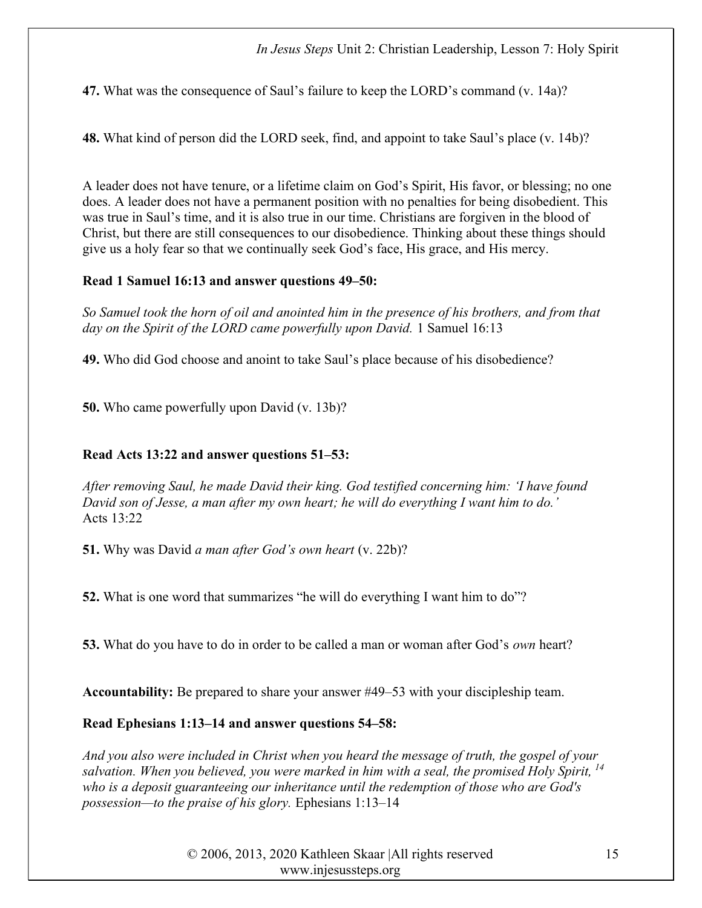**47.** What was the consequence of Saul's failure to keep the LORD's command (v. 14a)?

**48.** What kind of person did the LORD seek, find, and appoint to take Saul's place (v. 14b)?

A leader does not have tenure, or a lifetime claim on God's Spirit, His favor, or blessing; no one does. A leader does not have a permanent position with no penalties for being disobedient. This was true in Saul's time, and it is also true in our time. Christians are forgiven in the blood of Christ, but there are still consequences to our disobedience. Thinking about these things should give us a holy fear so that we continually seek God's face, His grace, and His mercy.

**Read 1 Samuel 16:13 and answer questions 49–50:**

*So Samuel took the horn of oil and anointed him in the presence of his brothers, and from that day on the Spirit of the LORD came powerfully upon David.* 1 Samuel 16:13

**49.** Who did God choose and anoint to take Saul's place because of his disobedience?

**50.** Who came powerfully upon David (v. 13b)?

**Read Acts 13:22 and answer questions 51–53:**

*After removing Saul, he made David their king. God testified concerning him: 'I have found David son of Jesse, a man after my own heart; he will do everything I want him to do.'* Acts 13:22

**51.** Why was David *a man after God's own heart* (v. 22b)?

**52.** What is one word that summarizes "he will do everything I want him to do"?

**53.** What do you have to do in order to be called a man or woman after God's *own* heart?

**Accountability:** Be prepared to share your answer #49–53 with your discipleship team.

**Read Ephesians 1:13–14 and answer questions 54–58:**

*And you also were included in Christ when you heard the message of truth, the gospel of your salvation. When you believed, you were marked in him with a seal, the promised Holy Spirit, [14] who is a deposit guaranteeing our inheritance until the redemption of those who are God's possession—to the praise of his glory.* Ephesians 1:13–14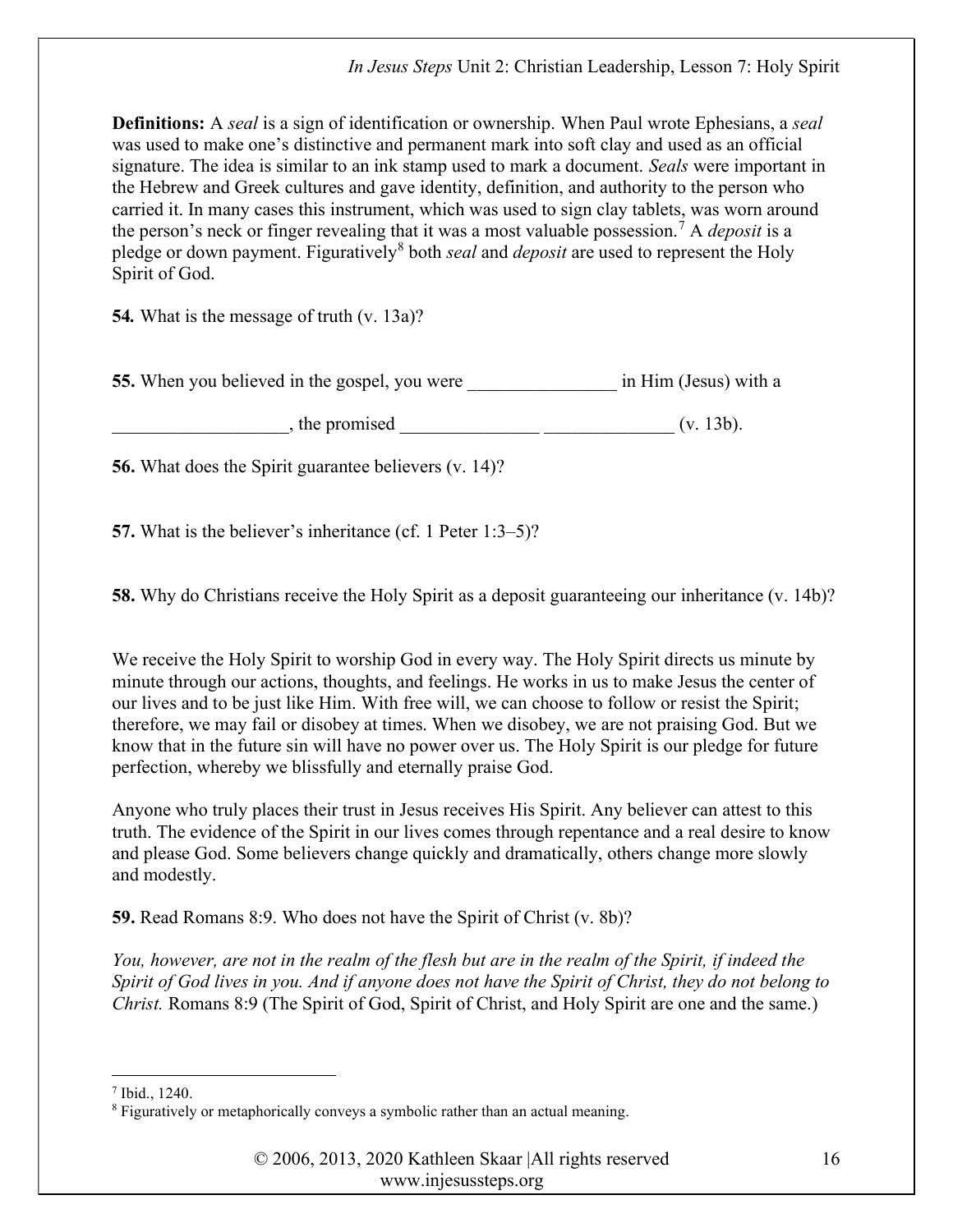**Definitions:** A *seal* is a sign of identification or ownership. When Paul wrote Ephesians, a *seal* was used to make one's distinctive and permanent mark into soft clay and used as an official signature. The idea is similar to an ink stamp used to mark a document. *Seals* were important in the Hebrew and Greek cultures and gave identity, definition, and authority to the person who carried it. In many cases this instrument, which was used to sign clay tablets, was worn around the person's neck or finger revealing that it was a most valuable possession.[7] A *deposit* is a pledge or down payment. Figuratively[8] both *seal* and *deposit* are used to represent the Holy Spirit of God.

**54.** What is the message of truth (v. 13a)?

**55.** When you believed in the gospel, you were ________________ in Him (Jesus) with a

___________________, the promised _______________ ______________ (v. 13b).

**56.** What does the Spirit guarantee believers (v. 14)?

**57.** What is the believer's inheritance (cf. 1 Peter 1:3–5)?

**58.** Why do Christians receive the Holy Spirit as a deposit guaranteeing our inheritance (v. 14b)?

We receive the Holy Spirit to worship God in every way. The Holy Spirit directs us minute by minute through our actions, thoughts, and feelings. He works in us to make Jesus the center of our lives and to be just like Him. With free will, we can choose to follow or resist the Spirit; therefore, we may fail or disobey at times. When we disobey, we are not praising God. But we know that in the future sin will have no power over us. The Holy Spirit is our pledge for future perfection, whereby we blissfully and eternally praise God.

Anyone who truly places their trust in Jesus receives His Spirit. Any believer can attest to this truth. The evidence of the Spirit in our lives comes through repentance and a real desire to know and please God. Some believers change quickly and dramatically, others change more slowly and modestly.

**59.** Read Romans 8:9. Who does not have the Spirit of Christ (v. 8b)?

*You, however, are not in the realm of the flesh but are in the realm of the Spirit, if indeed the Spirit of God lives in you. And if anyone does not have the Spirit of Christ, they do not belong to Christ.* Romans 8:9 (The Spirit of God, Spirit of Christ, and Holy Spirit are one and the same.)

---

[7] Ibid., 1240.

[8] Figuratively or metaphorically conveys a symbolic rather than an actual meaning.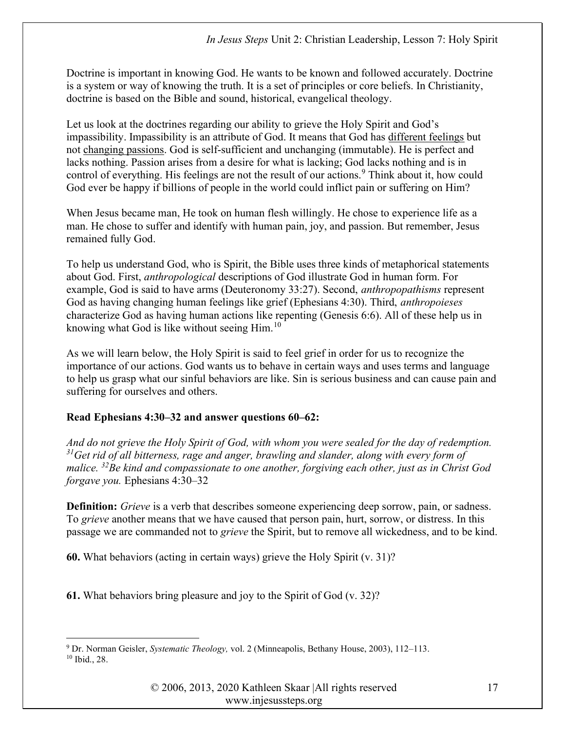Doctrine is important in knowing God. He wants to be known and followed accurately. Doctrine is a system or way of knowing the truth. It is a set of principles or core beliefs. In Christianity, doctrine is based on the Bible and sound, historical, evangelical theology.

Let us look at the doctrines regarding our ability to grieve the Holy Spirit and God's impassibility. Impassibility is an attribute of God. It means that God has <u>different feelings</u> but not <u>changing passions</u>. God is self-sufficient and unchanging (immutable). He is perfect and lacks nothing. Passion arises from a desire for what is lacking; God lacks nothing and is in control of everything. His feelings are not the result of our actions.[9] Think about it, how could God ever be happy if billions of people in the world could inflict pain or suffering on Him?

When Jesus became man, He took on human flesh willingly. He chose to experience life as a man. He chose to suffer and identify with human pain, joy, and passion. But remember, Jesus remained fully God.

To help us understand God, who is Spirit, the Bible uses three kinds of metaphorical statements about God. First, *anthropological* descriptions of God illustrate God in human form. For example, God is said to have arms (Deuteronomy 33:27). Second, *anthropopathisms* represent God as having changing human feelings like grief (Ephesians 4:30). Third, *anthropoieses* characterize God as having human actions like repenting (Genesis 6:6). All of these help us in knowing what God is like without seeing Him.[10]

As we will learn below, the Holy Spirit is said to feel grief in order for us to recognize the importance of our actions. God wants us to behave in certain ways and uses terms and language to help us grasp what our sinful behaviors are like. Sin is serious business and can cause pain and suffering for ourselves and others.

**Read Ephesians 4:30–32 and answer questions 60–62:**

*And do not grieve the Holy Spirit of God, with whom you were sealed for the day of redemption. [31]Get rid of all bitterness, rage and anger, brawling and slander, along with every form of malice. [32]Be kind and compassionate to one another, forgiving each other, just as in Christ God forgave you.* Ephesians 4:30–32

**Definition:** *Grieve* is a verb that describes someone experiencing deep sorrow, pain, or sadness. To *grieve* another means that we have caused that person pain, hurt, sorrow, or distress. In this passage we are commanded not to *grieve* the Spirit, but to remove all wickedness, and to be kind.

**60.** What behaviors (acting in certain ways) grieve the Holy Spirit (v. 31)?

**61.** What behaviors bring pleasure and joy to the Spirit of God (v. 32)?

---

[9] Dr. Norman Geisler, *Systematic Theology,* vol. 2 (Minneapolis, Bethany House, 2003), 112–113.
[10] Ibid., 28.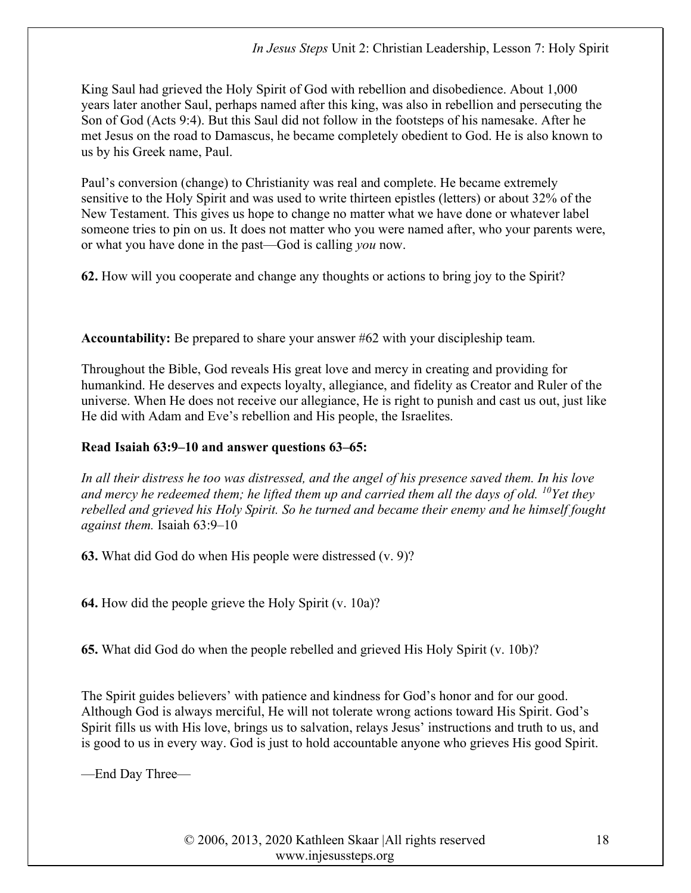King Saul had grieved the Holy Spirit of God with rebellion and disobedience. About 1,000 years later another Saul, perhaps named after this king, was also in rebellion and persecuting the Son of God (Acts 9:4). But this Saul did not follow in the footsteps of his namesake. After he met Jesus on the road to Damascus, he became completely obedient to God. He is also known to us by his Greek name, Paul.

Paul's conversion (change) to Christianity was real and complete. He became extremely sensitive to the Holy Spirit and was used to write thirteen epistles (letters) or about 32% of the New Testament. This gives us hope to change no matter what we have done or whatever label someone tries to pin on us. It does not matter who you were named after, who your parents were, or what you have done in the past—God is calling *you* now.

**62.** How will you cooperate and change any thoughts or actions to bring joy to the Spirit?

**Accountability:** Be prepared to share your answer #62 with your discipleship team.

Throughout the Bible, God reveals His great love and mercy in creating and providing for humankind. He deserves and expects loyalty, allegiance, and fidelity as Creator and Ruler of the universe. When He does not receive our allegiance, He is right to punish and cast us out, just like He did with Adam and Eve's rebellion and His people, the Israelites.

**Read Isaiah 63:9–10 and answer questions 63–65:**

*In all their distress he too was distressed, and the angel of his presence saved them. In his love and mercy he redeemed them; he lifted them up and carried them all the days of old. [10]Yet they rebelled and grieved his Holy Spirit. So he turned and became their enemy and he himself fought against them.* Isaiah 63:9–10

**63.** What did God do when His people were distressed (v. 9)?

**64.** How did the people grieve the Holy Spirit (v. 10a)?

**65.** What did God do when the people rebelled and grieved His Holy Spirit (v. 10b)?

The Spirit guides believers' with patience and kindness for God's honor and for our good. Although God is always merciful, He will not tolerate wrong actions toward His Spirit. God's Spirit fills us with His love, brings us to salvation, relays Jesus' instructions and truth to us, and is good to us in every way. God is just to hold accountable anyone who grieves His good Spirit.

—End Day Three—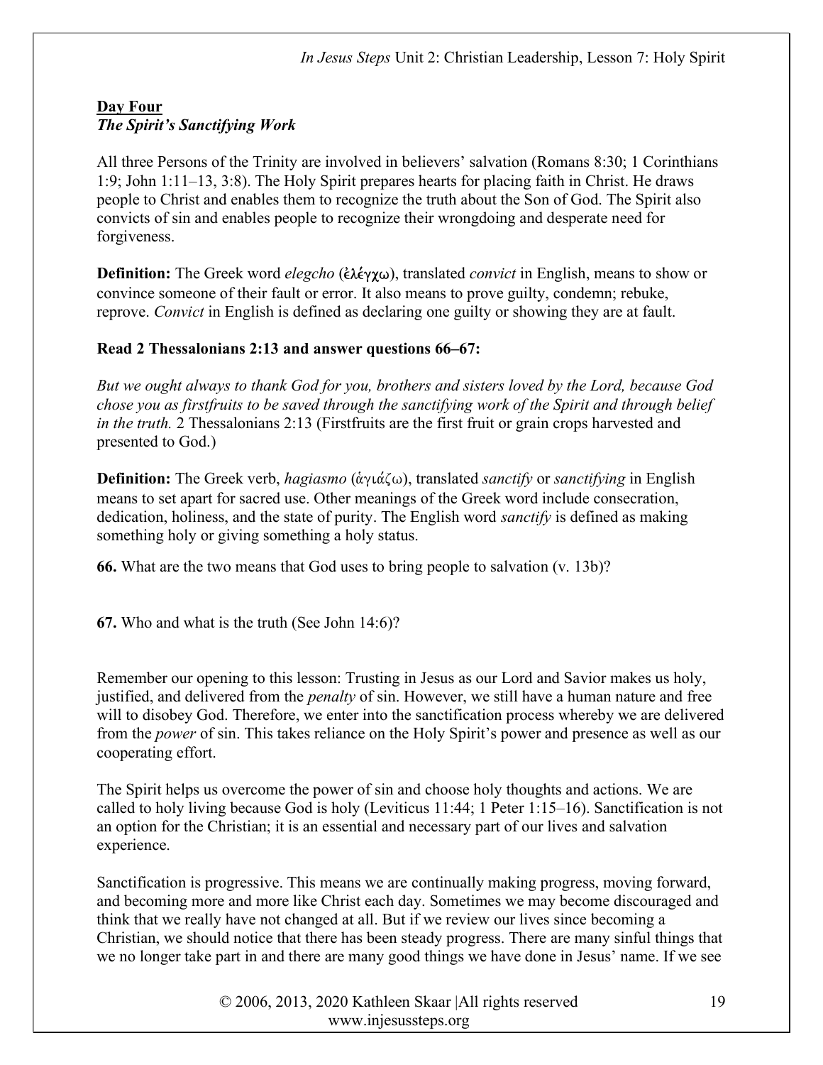**Day Four**
***The Spirit's Sanctifying Work***

All three Persons of the Trinity are involved in believers' salvation (Romans 8:30; 1 Corinthians 1:9; John 1:11–13, 3:8). The Holy Spirit prepares hearts for placing faith in Christ. He draws people to Christ and enables them to recognize the truth about the Son of God. The Spirit also convicts of sin and enables people to recognize their wrongdoing and desperate need for forgiveness.

**Definition:** The Greek word *elegcho* (ἐλέγχω), translated *convict* in English, means to show or convince someone of their fault or error. It also means to prove guilty, condemn; rebuke, reprove. *Convict* in English is defined as declaring one guilty or showing they are at fault.

**Read 2 Thessalonians 2:13 and answer questions 66–67:**

*But we ought always to thank God for you, brothers and sisters loved by the Lord, because God chose you as firstfruits to be saved through the sanctifying work of the Spirit and through belief in the truth.* 2 Thessalonians 2:13 (Firstfruits are the first fruit or grain crops harvested and presented to God.)

**Definition:** The Greek verb, *hagiasmo* (ἁγιάζω), translated *sanctify* or *sanctifying* in English means to set apart for sacred use. Other meanings of the Greek word include consecration, dedication, holiness, and the state of purity. The English word *sanctify* is defined as making something holy or giving something a holy status.

**66.** What are the two means that God uses to bring people to salvation (v. 13b)?

**67.** Who and what is the truth (See John 14:6)?

Remember our opening to this lesson: Trusting in Jesus as our Lord and Savior makes us holy, justified, and delivered from the *penalty* of sin. However, we still have a human nature and free will to disobey God. Therefore, we enter into the sanctification process whereby we are delivered from the *power* of sin. This takes reliance on the Holy Spirit's power and presence as well as our cooperating effort.

The Spirit helps us overcome the power of sin and choose holy thoughts and actions. We are called to holy living because God is holy (Leviticus 11:44; 1 Peter 1:15–16). Sanctification is not an option for the Christian; it is an essential and necessary part of our lives and salvation experience.

Sanctification is progressive. This means we are continually making progress, moving forward, and becoming more and more like Christ each day. Sometimes we may become discouraged and think that we really have not changed at all. But if we review our lives since becoming a Christian, we should notice that there has been steady progress. There are many sinful things that we no longer take part in and there are many good things we have done in Jesus' name. If we see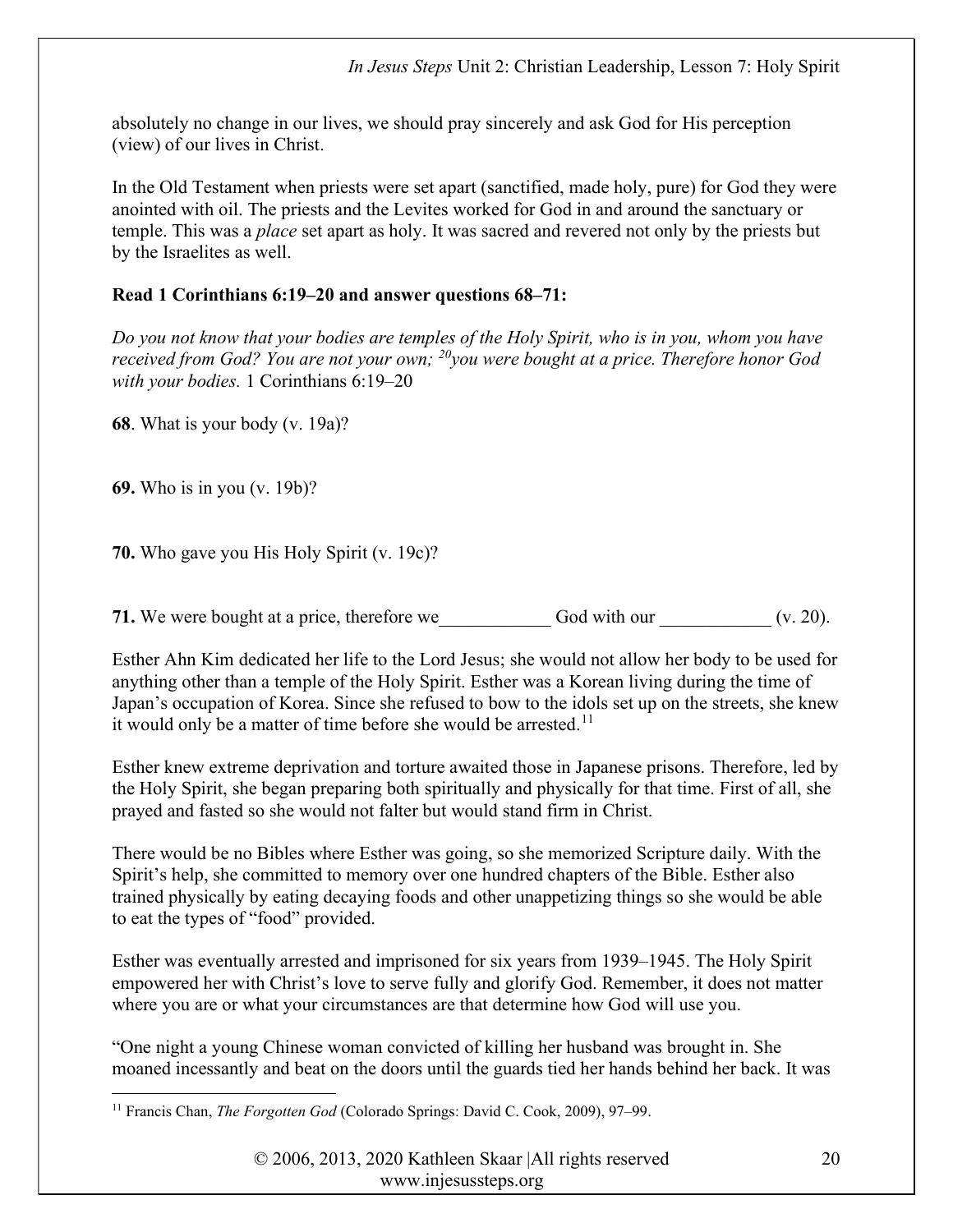absolutely no change in our lives, we should pray sincerely and ask God for His perception (view) of our lives in Christ.

In the Old Testament when priests were set apart (sanctified, made holy, pure) for God they were anointed with oil. The priests and the Levites worked for God in and around the sanctuary or temple. This was a *place* set apart as holy. It was sacred and revered not only by the priests but by the Israelites as well.

**Read 1 Corinthians 6:19–20 and answer questions 68–71:**

*Do you not know that your bodies are temples of the Holy Spirit, who is in you, whom you have received from God? You are not your own; [20]you were bought at a price. Therefore honor God with your bodies.* 1 Corinthians 6:19–20

**68**. What is your body (v. 19a)?

**69.** Who is in you (v. 19b)?

**70.** Who gave you His Holy Spirit (v. 19c)?

**71.** We were bought at a price, therefore we____________ God with our ____________ (v. 20).

Esther Ahn Kim dedicated her life to the Lord Jesus; she would not allow her body to be used for anything other than a temple of the Holy Spirit. Esther was a Korean living during the time of Japan's occupation of Korea. Since she refused to bow to the idols set up on the streets, she knew it would only be a matter of time before she would be arrested.[11]

Esther knew extreme deprivation and torture awaited those in Japanese prisons. Therefore, led by the Holy Spirit, she began preparing both spiritually and physically for that time. First of all, she prayed and fasted so she would not falter but would stand firm in Christ.

There would be no Bibles where Esther was going, so she memorized Scripture daily. With the Spirit's help, she committed to memory over one hundred chapters of the Bible. Esther also trained physically by eating decaying foods and other unappetizing things so she would be able to eat the types of "food" provided.

Esther was eventually arrested and imprisoned for six years from 1939–1945. The Holy Spirit empowered her with Christ's love to serve fully and glorify God. Remember, it does not matter where you are or what your circumstances are that determine how God will use you.

"One night a young Chinese woman convicted of killing her husband was brought in. She moaned incessantly and beat on the doors until the guards tied her hands behind her back. It was

[11] Francis Chan, *The Forgotten God* (Colorado Springs: David C. Cook, 2009), 97–99.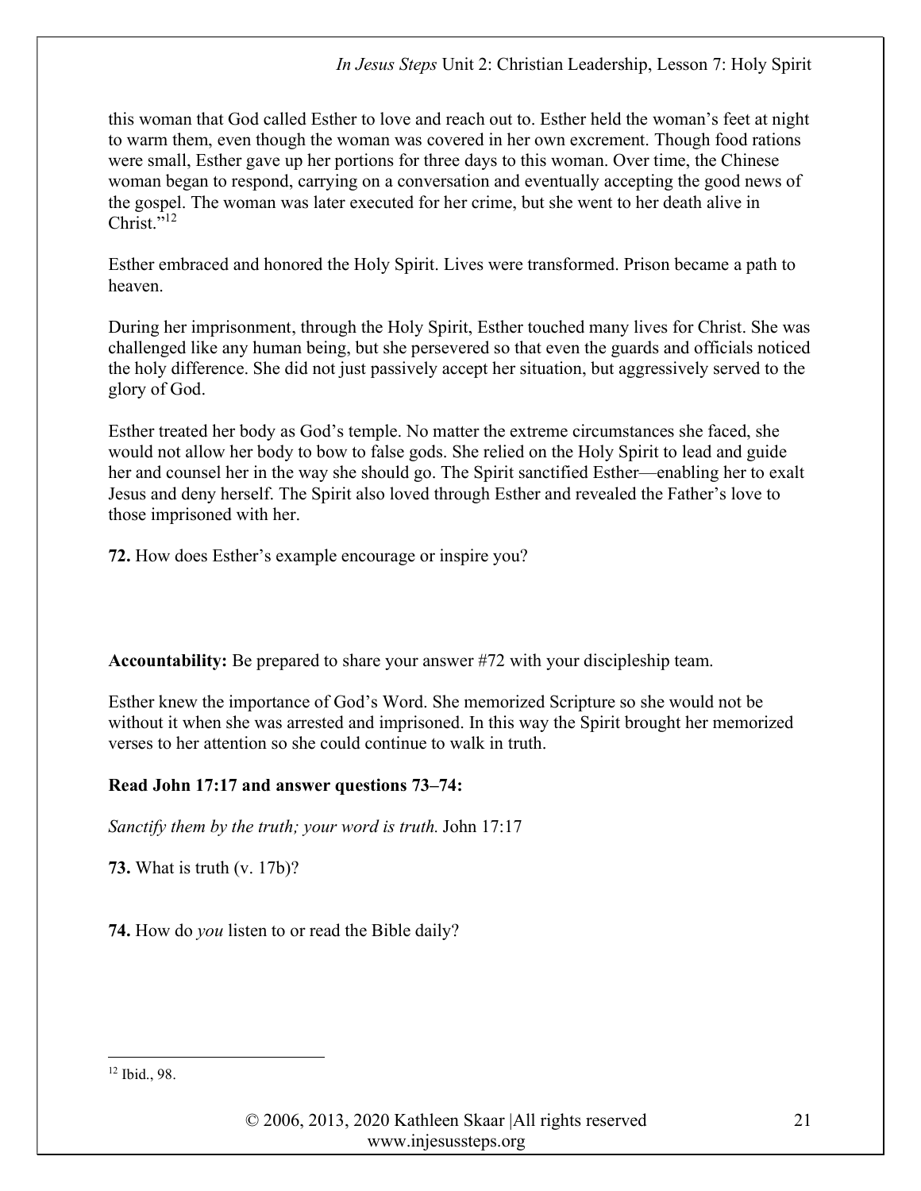this woman that God called Esther to love and reach out to. Esther held the woman's feet at night to warm them, even though the woman was covered in her own excrement. Though food rations were small, Esther gave up her portions for three days to this woman. Over time, the Chinese woman began to respond, carrying on a conversation and eventually accepting the good news of the gospel. The woman was later executed for her crime, but she went to her death alive in Christ."[12]

Esther embraced and honored the Holy Spirit. Lives were transformed. Prison became a path to heaven.

During her imprisonment, through the Holy Spirit, Esther touched many lives for Christ. She was challenged like any human being, but she persevered so that even the guards and officials noticed the holy difference. She did not just passively accept her situation, but aggressively served to the glory of God.

Esther treated her body as God's temple. No matter the extreme circumstances she faced, she would not allow her body to bow to false gods. She relied on the Holy Spirit to lead and guide her and counsel her in the way she should go. The Spirit sanctified Esther—enabling her to exalt Jesus and deny herself. The Spirit also loved through Esther and revealed the Father's love to those imprisoned with her.

**72.** How does Esther's example encourage or inspire you?

**Accountability:** Be prepared to share your answer #72 with your discipleship team.

Esther knew the importance of God's Word. She memorized Scripture so she would not be without it when she was arrested and imprisoned. In this way the Spirit brought her memorized verses to her attention so she could continue to walk in truth.

**Read John 17:17 and answer questions 73–74:**

*Sanctify them by the truth; your word is truth.* John 17:17

**73.** What is truth (v. 17b)?

**74.** How do *you* listen to or read the Bible daily?

[12] Ibid., 98.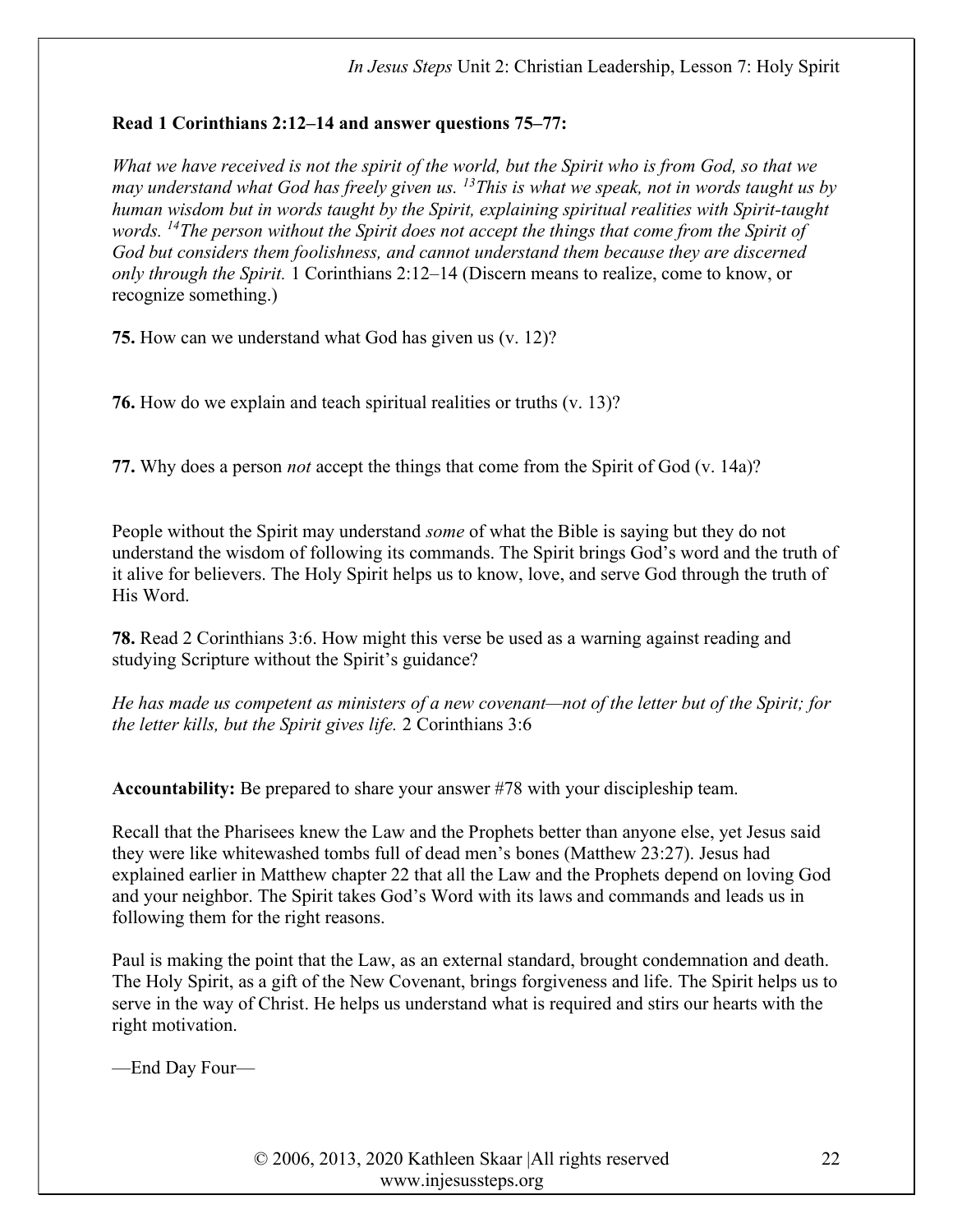**Read 1 Corinthians 2:12–14 and answer questions 75–77:**

*What we have received is not the spirit of the world, but the Spirit who is from God, so that we may understand what God has freely given us. [13]This is what we speak, not in words taught us by human wisdom but in words taught by the Spirit, explaining spiritual realities with Spirit-taught words. [14]The person without the Spirit does not accept the things that come from the Spirit of God but considers them foolishness, and cannot understand them because they are discerned only through the Spirit.* 1 Corinthians 2:12–14 (Discern means to realize, come to know, or recognize something.)

**75.** How can we understand what God has given us (v. 12)?

**76.** How do we explain and teach spiritual realities or truths (v. 13)?

**77.** Why does a person *not* accept the things that come from the Spirit of God (v. 14a)?

People without the Spirit may understand *some* of what the Bible is saying but they do not understand the wisdom of following its commands. The Spirit brings God's word and the truth of it alive for believers. The Holy Spirit helps us to know, love, and serve God through the truth of His Word.

**78.** Read 2 Corinthians 3:6. How might this verse be used as a warning against reading and studying Scripture without the Spirit's guidance?

*He has made us competent as ministers of a new covenant—not of the letter but of the Spirit; for the letter kills, but the Spirit gives life.* 2 Corinthians 3:6

**Accountability:** Be prepared to share your answer #78 with your discipleship team.

Recall that the Pharisees knew the Law and the Prophets better than anyone else, yet Jesus said they were like whitewashed tombs full of dead men's bones (Matthew 23:27). Jesus had explained earlier in Matthew chapter 22 that all the Law and the Prophets depend on loving God and your neighbor. The Spirit takes God's Word with its laws and commands and leads us in following them for the right reasons.

Paul is making the point that the Law, as an external standard, brought condemnation and death. The Holy Spirit, as a gift of the New Covenant, brings forgiveness and life. The Spirit helps us to serve in the way of Christ. He helps us understand what is required and stirs our hearts with the right motivation.

—End Day Four—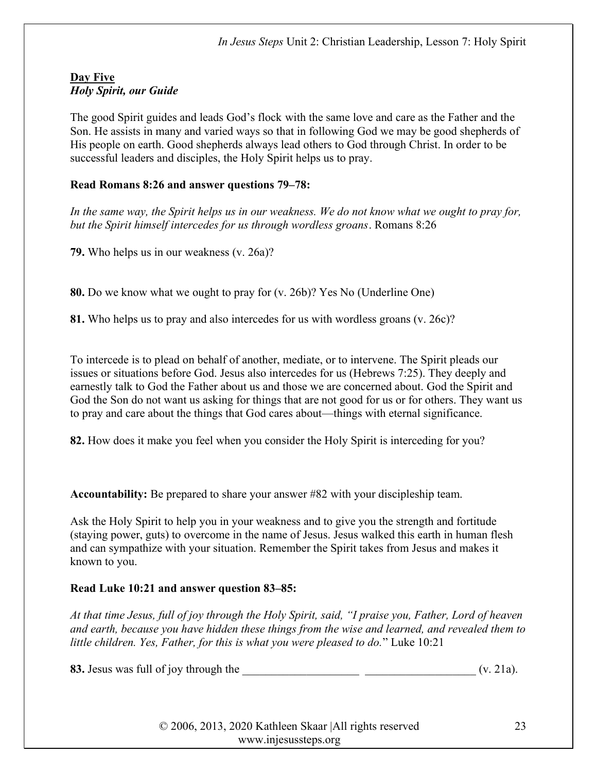**Day Five**
***Holy Spirit, our Guide***

The good Spirit guides and leads God's flock with the same love and care as the Father and the Son. He assists in many and varied ways so that in following God we may be good shepherds of His people on earth. Good shepherds always lead others to God through Christ. In order to be successful leaders and disciples, the Holy Spirit helps us to pray.

**Read Romans 8:26 and answer questions 79–78:**

*In the same way, the Spirit helps us in our weakness. We do not know what we ought to pray for, but the Spirit himself intercedes for us through wordless groans*. Romans 8:26

**79.** Who helps us in our weakness (v. 26a)?

**80.** Do we know what we ought to pray for (v. 26b)? Yes No (Underline One)

**81.** Who helps us to pray and also intercedes for us with wordless groans (v. 26c)?

To intercede is to plead on behalf of another, mediate, or to intervene. The Spirit pleads our issues or situations before God. Jesus also intercedes for us (Hebrews 7:25). They deeply and earnestly talk to God the Father about us and those we are concerned about. God the Spirit and God the Son do not want us asking for things that are not good for us or for others. They want us to pray and care about the things that God cares about—things with eternal significance.

**82.** How does it make you feel when you consider the Holy Spirit is interceding for you?

**Accountability:** Be prepared to share your answer #82 with your discipleship team.

Ask the Holy Spirit to help you in your weakness and to give you the strength and fortitude (staying power, guts) to overcome in the name of Jesus. Jesus walked this earth in human flesh and can sympathize with your situation. Remember the Spirit takes from Jesus and makes it known to you.

**Read Luke 10:21 and answer question 83–85:**

*At that time Jesus, full of joy through the Holy Spirit, said, "I praise you, Father, Lord of heaven and earth, because you have hidden these things from the wise and learned, and revealed them to little children. Yes, Father, for this is what you were pleased to do.*" Luke 10:21

**83.** Jesus was full of joy through the ____________________ ___________________ (v. 21a).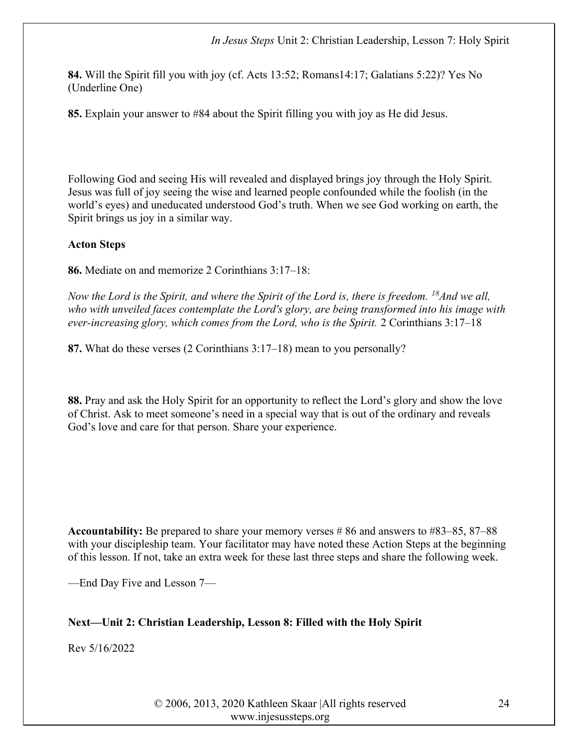**84.** Will the Spirit fill you with joy (cf. Acts 13:52; Romans14:17; Galatians 5:22)? Yes No (Underline One)

**85.** Explain your answer to #84 about the Spirit filling you with joy as He did Jesus.

Following God and seeing His will revealed and displayed brings joy through the Holy Spirit. Jesus was full of joy seeing the wise and learned people confounded while the foolish (in the world's eyes) and uneducated understood God's truth. When we see God working on earth, the Spirit brings us joy in a similar way.

**Acton Steps**

**86.** Mediate on and memorize 2 Corinthians 3:17–18:

*Now the Lord is the Spirit, and where the Spirit of the Lord is, there is freedom. [18]And we all, who with unveiled faces contemplate the Lord's glory, are being transformed into his image with ever-increasing glory, which comes from the Lord, who is the Spirit.* 2 Corinthians 3:17–18

**87.** What do these verses (2 Corinthians 3:17–18) mean to you personally?

**88.** Pray and ask the Holy Spirit for an opportunity to reflect the Lord's glory and show the love of Christ. Ask to meet someone's need in a special way that is out of the ordinary and reveals God's love and care for that person. Share your experience.

**Accountability:** Be prepared to share your memory verses # 86 and answers to #83–85, 87–88 with your discipleship team. Your facilitator may have noted these Action Steps at the beginning of this lesson. If not, take an extra week for these last three steps and share the following week.

—End Day Five and Lesson 7—

**Next—Unit 2: Christian Leadership, Lesson 8: Filled with the Holy Spirit**

Rev 5/16/2022

© 2006, 2013, 2020 Kathleen Skaar |All rights reserved
www.injesussteps.org